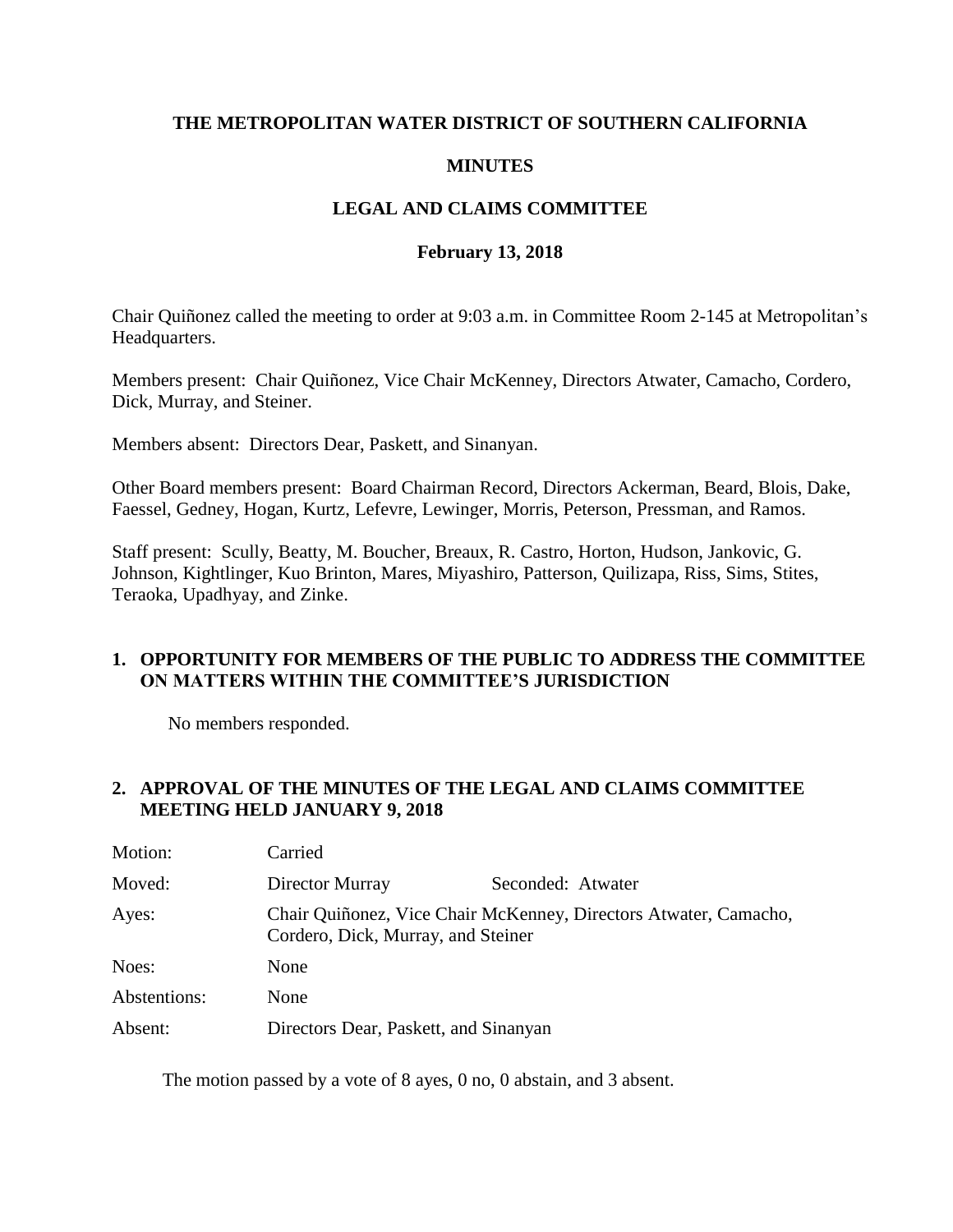# THE METROPOLITAN WATER DISTRICT OF SOUTHERN CALIFORNIA

## MINUTES

## LEGAL AND CLAIMS COMMITTEE

### February 13, 2018

Chair Quiñonez called the meeting to order at 9:03 a.m. in Committee Room 2-145 at Metropolitan's Headquarters.

Members present: Chair Quiñonez, Vice Chair McKenney, Directors Atwater, Camacho, Cordero, Dick, Murray, and Steiner.

Members absent: Directors Dear, Paskett, and Sinanyan.

Other Board members present: Board Chairman Record, Directors Ackerman, Beard, Blois, Dake, Faessel, Gedney, Hogan, Kurtz, Lefevre, Lewinger, Morris, Peterson, Pressman, and Ramos.

Staff present: Scully, Beatty, M. Boucher, Breaux, R. Castro, Horton, Hudson, Jankovic, G. Johnson, Kightlinger, Kuo Brinton, Mares, Miyashiro, Patterson, Quilizapa, Riss, Sims, Stites, Teraoka, Upadhyay, and Zinke.

**1. OPPORTUNITY FOR MEMBERS OF THE PUBLIC TO ADDRESS THE COMMITTEE ON MATTERS WITHIN THE COMMITTEE'S JURISDICTION**

No members responded.

**2. APPROVAL OF THE MINUTES OF THE LEGAL AND CLAIMS COMMITTEE MEETING HELD JANUARY 9, 2018**

| | | |
|---|---|---|
| Motion: | Carried | |
| Moved: | Director Murray | Seconded: Atwater |
| Ayes: | Chair Quiñonez, Vice Chair McKenney, Directors Atwater, Camacho, Cordero, Dick, Murray, and Steiner | |
| Noes: | None | |
| Abstentions: | None | |
| Absent: | Directors Dear, Paskett, and Sinanyan | |

The motion passed by a vote of 8 ayes, 0 no, 0 abstain, and 3 absent.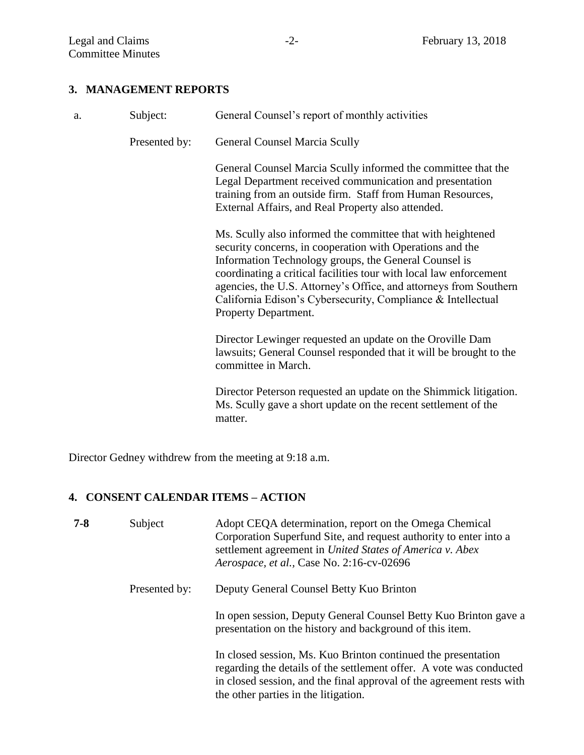## 3. MANAGEMENT REPORTS

a. Subject: General Counsel's report of monthly activities

Presented by: General Counsel Marcia Scully

General Counsel Marcia Scully informed the committee that the Legal Department received communication and presentation training from an outside firm. Staff from Human Resources, External Affairs, and Real Property also attended.

Ms. Scully also informed the committee that with heightened security concerns, in cooperation with Operations and the Information Technology groups, the General Counsel is coordinating a critical facilities tour with local law enforcement agencies, the U.S. Attorney's Office, and attorneys from Southern California Edison's Cybersecurity, Compliance & Intellectual Property Department.

Director Lewinger requested an update on the Oroville Dam lawsuits; General Counsel responded that it will be brought to the committee in March.

Director Peterson requested an update on the Shimmick litigation. Ms. Scully gave a short update on the recent settlement of the matter.

Director Gedney withdrew from the meeting at 9:18 a.m.

## 4. CONSENT CALENDAR ITEMS – ACTION

**7-8** Subject: Adopt CEQA determination, report on the Omega Chemical Corporation Superfund Site, and request authority to enter into a settlement agreement in *United States of America v. Abex Aerospace, et al.,* Case No. 2:16-cv-02696

Presented by: Deputy General Counsel Betty Kuo Brinton

In open session, Deputy General Counsel Betty Kuo Brinton gave a presentation on the history and background of this item.

In closed session, Ms. Kuo Brinton continued the presentation regarding the details of the settlement offer. A vote was conducted in closed session, and the final approval of the agreement rests with the other parties in the litigation.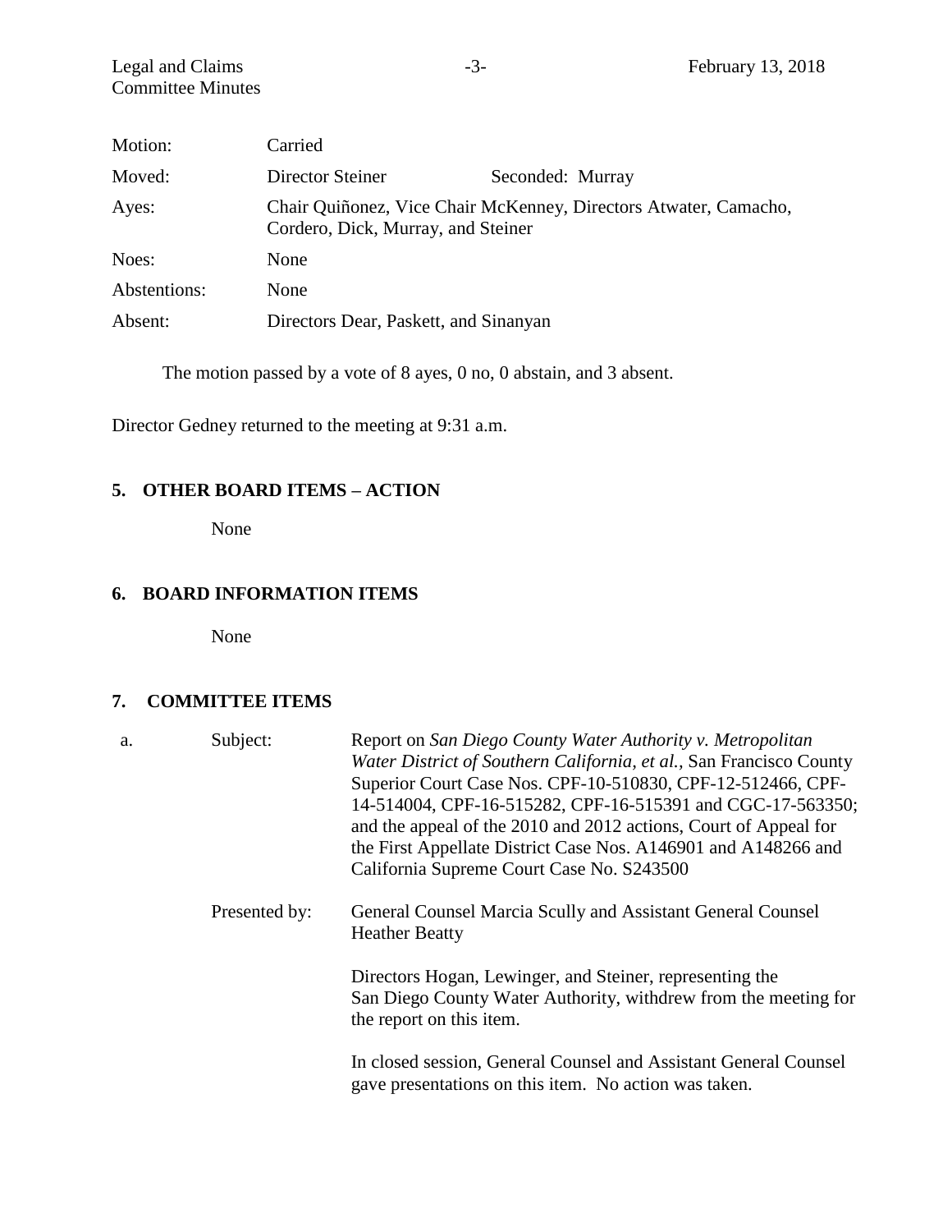| Motion: | Carried | |
|---|---|---|
| Moved: | Director Steiner | Seconded: Murray |
| Ayes: | Chair Quiñonez, Vice Chair McKenney, Directors Atwater, Camacho, Cordero, Dick, Murray, and Steiner | |
| Noes: | None | |
| Abstentions: | None | |
| Absent: | Directors Dear, Paskett, and Sinanyan | |

The motion passed by a vote of 8 ayes, 0 no, 0 abstain, and 3 absent.

Director Gedney returned to the meeting at 9:31 a.m.

## 5. OTHER BOARD ITEMS – ACTION

None

## 6. BOARD INFORMATION ITEMS

None

## 7. COMMITTEE ITEMS

a. Subject: Report on *San Diego County Water Authority v. Metropolitan Water District of Southern California, et al.,* San Francisco County Superior Court Case Nos. CPF-10-510830, CPF-12-512466, CPF-14-514004, CPF-16-515282, CPF-16-515391 and CGC-17-563350; and the appeal of the 2010 and 2012 actions, Court of Appeal for the First Appellate District Case Nos. A146901 and A148266 and California Supreme Court Case No. S243500

Presented by: General Counsel Marcia Scully and Assistant General Counsel Heather Beatty

Directors Hogan, Lewinger, and Steiner, representing the San Diego County Water Authority, withdrew from the meeting for the report on this item.

In closed session, General Counsel and Assistant General Counsel gave presentations on this item. No action was taken.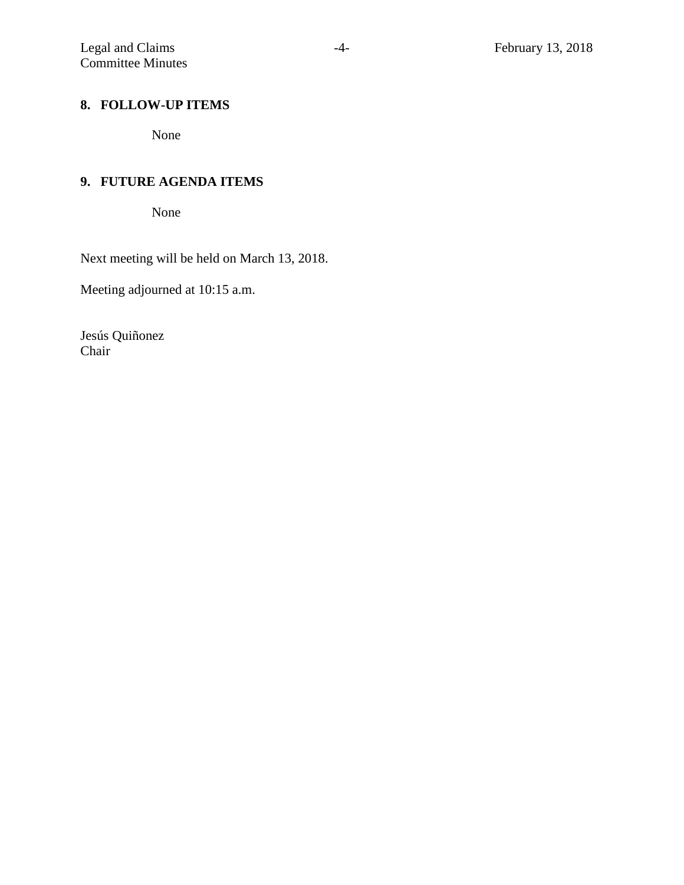## 8. FOLLOW-UP ITEMS

None

## 9. FUTURE AGENDA ITEMS

None

Next meeting will be held on March 13, 2018.

Meeting adjourned at 10:15 a.m.

Jesús Quiñonez
Chair